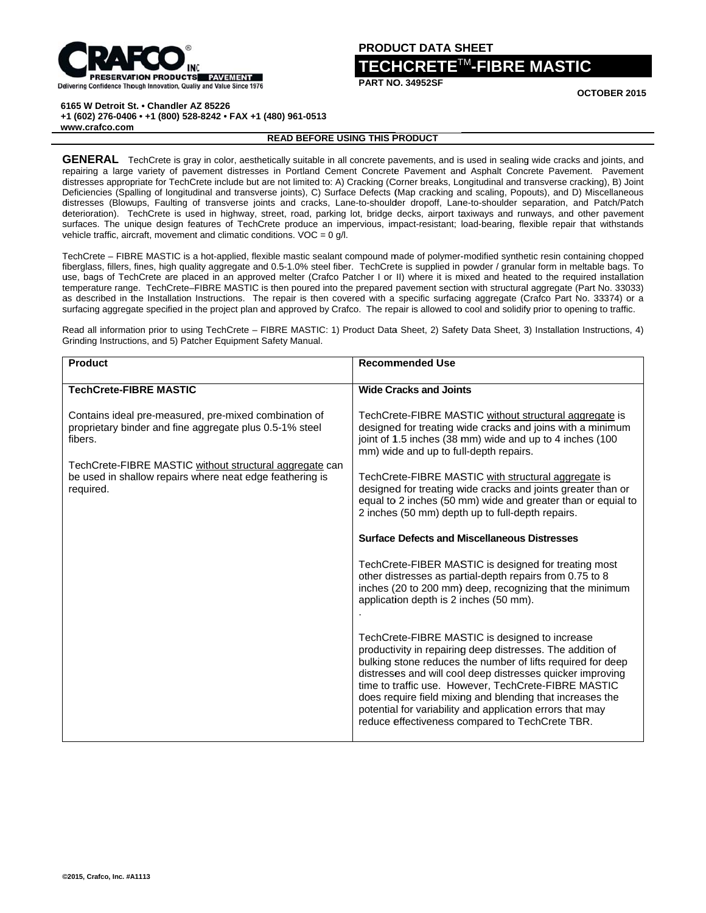CRAFCO® INC
PRESERVATION PRODUCTS PAVEMENT
Delivering Confidence Though Innovation, Quality and Value Since 1976

6165 W Detroit St. • Chandler AZ 85226
+1 (602) 276-0406 • +1 (800) 528-8242 • FAX +1 (480) 961-0513
www.crafco.com

**PRODUCT DATA SHEET**

# TECHCRETE™-FIBRE MASTIC

**PART NO. 34952SF**

**OCTOBER 2015**

**READ BEFORE USING THIS PRODUCT**

**GENERAL** TechCrete is gray in color, aesthetically suitable in all concrete pavements, and is used in sealing wide cracks and joints, and repairing a large variety of pavement distresses in Portland Cement Concrete Pavement and Asphalt Concrete Pavement. Pavement distresses appropriate for TechCrete include but are not limited to: A) Cracking (Corner breaks, Longitudinal and transverse cracking), B) Joint Deficiencies (Spalling of longitudinal and transverse joints), C) Surface Defects (Map cracking and scaling, Popouts), and D) Miscellaneous distresses (Blowups, Faulting of transverse joints and cracks, Lane-to-shoulder dropoff, Lane-to-shoulder separation, and Patch/Patch deterioration). TechCrete is used in highway, street, road, parking lot, bridge decks, airport taxiways and runways, and other pavement surfaces. The unique design features of TechCrete produce an impervious, impact-resistant; load-bearing, flexible repair that withstands vehicle traffic, aircraft, movement and climatic conditions. VOC = 0 g/l.

TechCrete – FIBRE MASTIC is a hot-applied, flexible mastic sealant compound made of polymer-modified synthetic resin containing chopped fiberglass, fillers, fines, high quality aggregate and 0.5-1.0% steel fiber. TechCrete is supplied in powder / granular form in meltable bags. To use, bags of TechCrete are placed in an approved melter (Crafco Patcher I or II) where it is mixed and heated to the required installation temperature range. TechCrete–FIBRE MASTIC is then poured into the prepared pavement section with structural aggregate (Part No. 33033) as described in the Installation Instructions. The repair is then covered with a specific surfacing aggregate (Crafco Part No. 33374) or a surfacing aggregate specified in the project plan and approved by Crafco. The repair is allowed to cool and solidify prior to opening to traffic.

Read all information prior to using TechCrete – FIBRE MASTIC: 1) Product Data Sheet, 2) Safety Data Sheet, 3) Installation Instructions, 4) Grinding Instructions, and 5) Patcher Equipment Safety Manual.

| **Product** | **Recommended Use** |
| --- | --- |
| **TechCrete-FIBRE MASTIC**<br><br>Contains ideal pre-measured, pre-mixed combination of proprietary binder and fine aggregate plus 0.5-1% steel fibers.<br><br>TechCrete-FIBRE MASTIC <u>without structural aggregate</u> can be used in shallow repairs where neat edge feathering is required. | **Wide Cracks and Joints**<br><br>TechCrete-FIBRE MASTIC <u>without structural aggregate</u> is designed for treating wide cracks and joins with a minimum joint of 1.5 inches (38 mm) wide and up to 4 inches (100 mm) wide and up to full-depth repairs.<br><br>TechCrete-FIBRE MASTIC <u>with structural aggregate</u> is designed for treating wide cracks and joints greater than or equal to 2 inches (50 mm) wide and greater than or equal to 2 inches (50 mm) depth up to full-depth repairs.<br><br>**Surface Defects and Miscellaneous Distresses**<br><br>TechCrete-FIBER MASTIC is designed for treating most other distresses as partial-depth repairs from 0.75 to 8 inches (20 to 200 mm) deep, recognizing that the minimum application depth is 2 inches (50 mm).<br>.<br><br>TechCrete-FIBRE MASTIC is designed to increase productivity in repairing deep distresses. The addition of bulking stone reduces the number of lifts required for deep distresses and will cool deep distresses quicker improving time to traffic use. However, TechCrete-FIBRE MASTIC does require field mixing and blending that increases the potential for variability and application errors that may reduce effectiveness compared to TechCrete TBR. |

©2015, Crafco, Inc. #A1113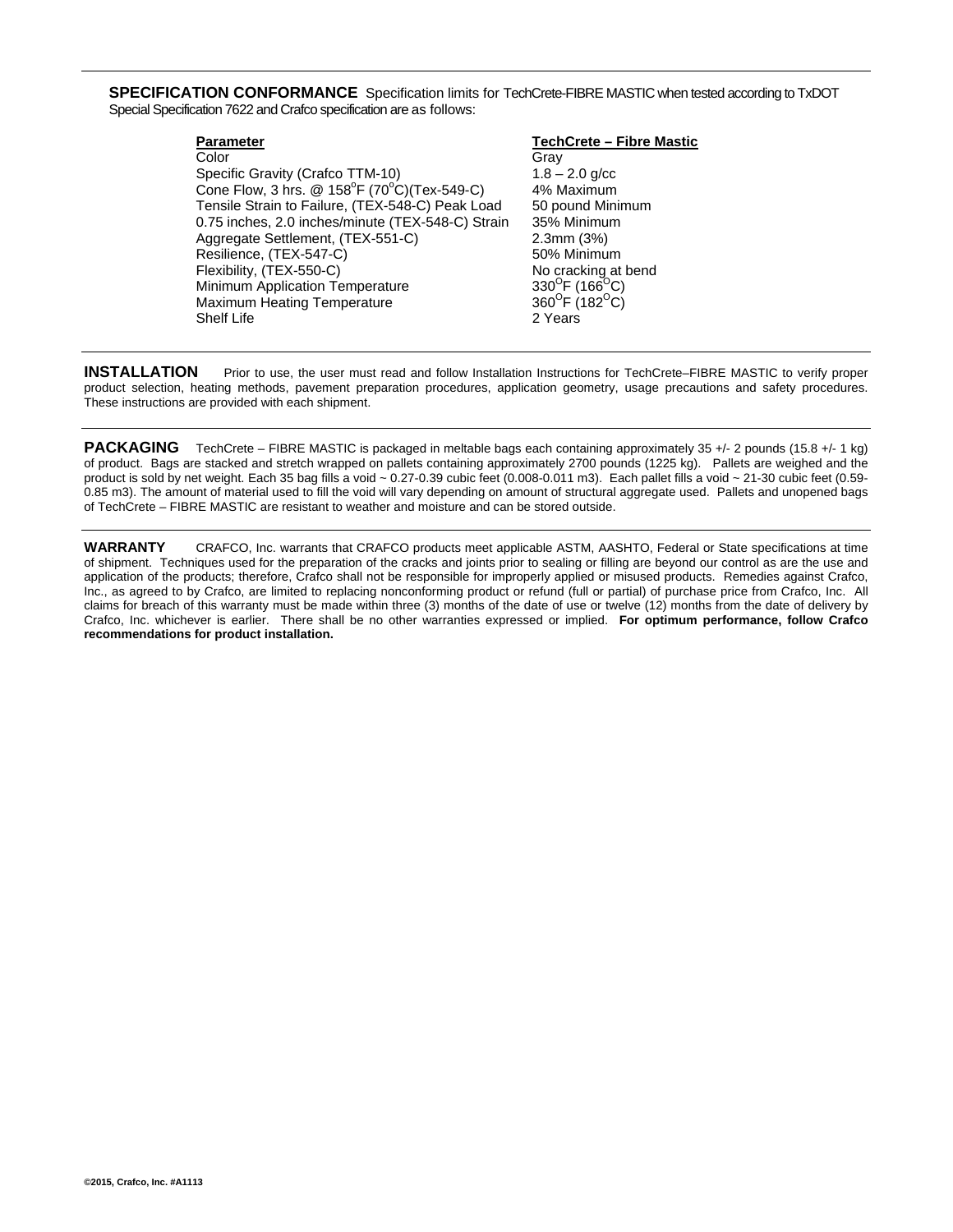**SPECIFICATION CONFORMANCE** Specification limits for TechCrete-FIBRE MASTIC when tested according to TxDOT Special Specification 7622 and Crafco specification are as follows:

| Parameter | TechCrete – Fibre Mastic |
|---|---|
| Color | Gray |
| Specific Gravity (Crafco TTM-10) | 1.8 – 2.0 g/cc |
| Cone Flow, 3 hrs. @ 158°F (70°C)(Tex-549-C) | 4% Maximum |
| Tensile Strain to Failure, (TEX-548-C) Peak Load | 50 pound Minimum |
| 0.75 inches, 2.0 inches/minute (TEX-548-C) Strain | 35% Minimum |
| Aggregate Settlement, (TEX-551-C) | 2.3mm (3%) |
| Resilience, (TEX-547-C) | 50% Minimum |
| Flexibility, (TEX-550-C) | No cracking at bend |
| Minimum Application Temperature | 330°F (166°C) |
| Maximum Heating Temperature | 360°F (182°C) |
| Shelf Life | 2 Years |

**INSTALLATION** Prior to use, the user must read and follow Installation Instructions for TechCrete–FIBRE MASTIC to verify proper product selection, heating methods, pavement preparation procedures, application geometry, usage precautions and safety procedures. These instructions are provided with each shipment.

**PACKAGING** TechCrete – FIBRE MASTIC is packaged in meltable bags each containing approximately 35 +/- 2 pounds (15.8 +/- 1 kg) of product. Bags are stacked and stretch wrapped on pallets containing approximately 2700 pounds (1225 kg). Pallets are weighed and the product is sold by net weight. Each 35 bag fills a void ~ 0.27-0.39 cubic feet (0.008-0.011 m3). Each pallet fills a void ~ 21-30 cubic feet (0.59-0.85 m3). The amount of material used to fill the void will vary depending on amount of structural aggregate used. Pallets and unopened bags of TechCrete – FIBRE MASTIC are resistant to weather and moisture and can be stored outside.

**WARRANTY** CRAFCO, Inc. warrants that CRAFCO products meet applicable ASTM, AASHTO, Federal or State specifications at time of shipment. Techniques used for the preparation of the cracks and joints prior to sealing or filling are beyond our control as are the use and application of the products; therefore, Crafco shall not be responsible for improperly applied or misused products. Remedies against Crafco, Inc., as agreed to by Crafco, are limited to replacing nonconforming product or refund (full or partial) of purchase price from Crafco, Inc. All claims for breach of this warranty must be made within three (3) months of the date of use or twelve (12) months from the date of delivery by Crafco, Inc. whichever is earlier. There shall be no other warranties expressed or implied. **For optimum performance, follow Crafco recommendations for product installation.**

**©2015, Crafco, Inc. #A1113**